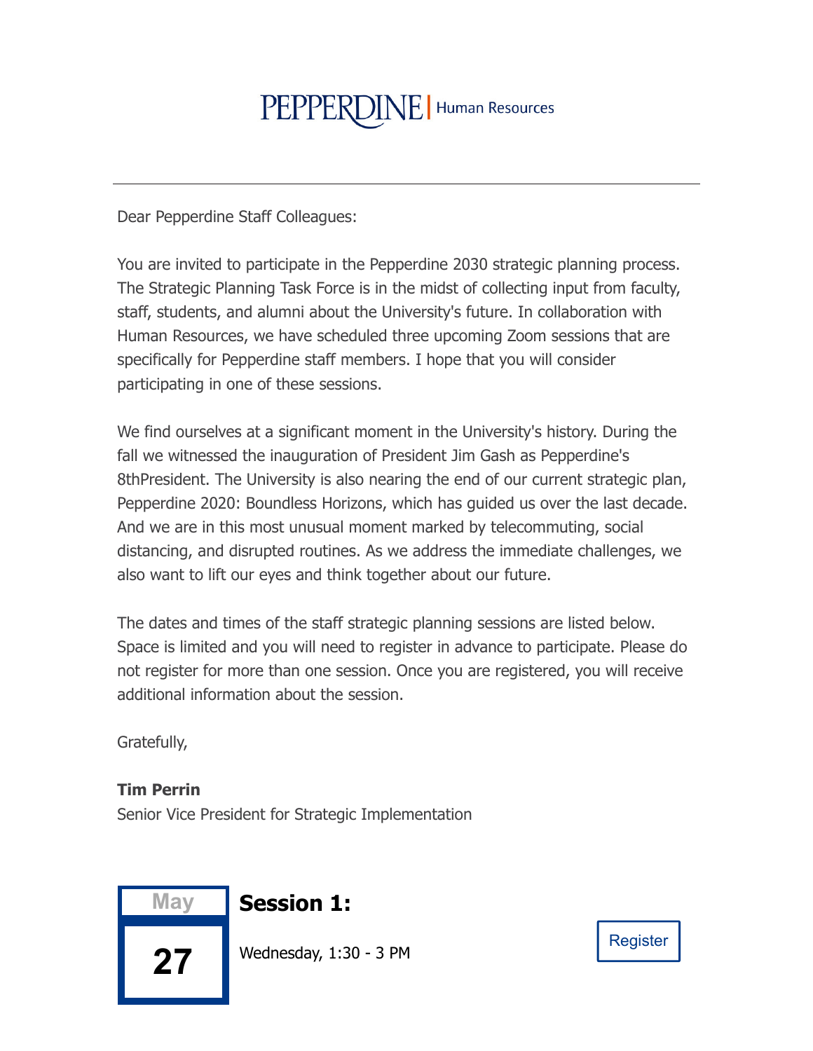PEPPERDINE | Human Resources

---

Dear Pepperdine Staff Colleagues:

You are invited to participate in the Pepperdine 2030 strategic planning process. The Strategic Planning Task Force is in the midst of collecting input from faculty, staff, students, and alumni about the University's future. In collaboration with Human Resources, we have scheduled three upcoming Zoom sessions that are specifically for Pepperdine staff members. I hope that you will consider participating in one of these sessions.

We find ourselves at a significant moment in the University's history. During the fall we witnessed the inauguration of President Jim Gash as Pepperdine's 8thPresident. The University is also nearing the end of our current strategic plan, Pepperdine 2020: Boundless Horizons, which has guided us over the last decade. And we are in this most unusual moment marked by telecommuting, social distancing, and disrupted routines. As we address the immediate challenges, we also want to lift our eyes and think together about our future.

The dates and times of the staff strategic planning sessions are listed below. Space is limited and you will need to register in advance to participate. Please do not register for more than one session. Once you are registered, you will receive additional information about the session.

Gratefully,

**Tim Perrin**
Senior Vice President for Strategic Implementation

May
**27**

## Session 1:

Wednesday, 1:30 - 3 PM

Register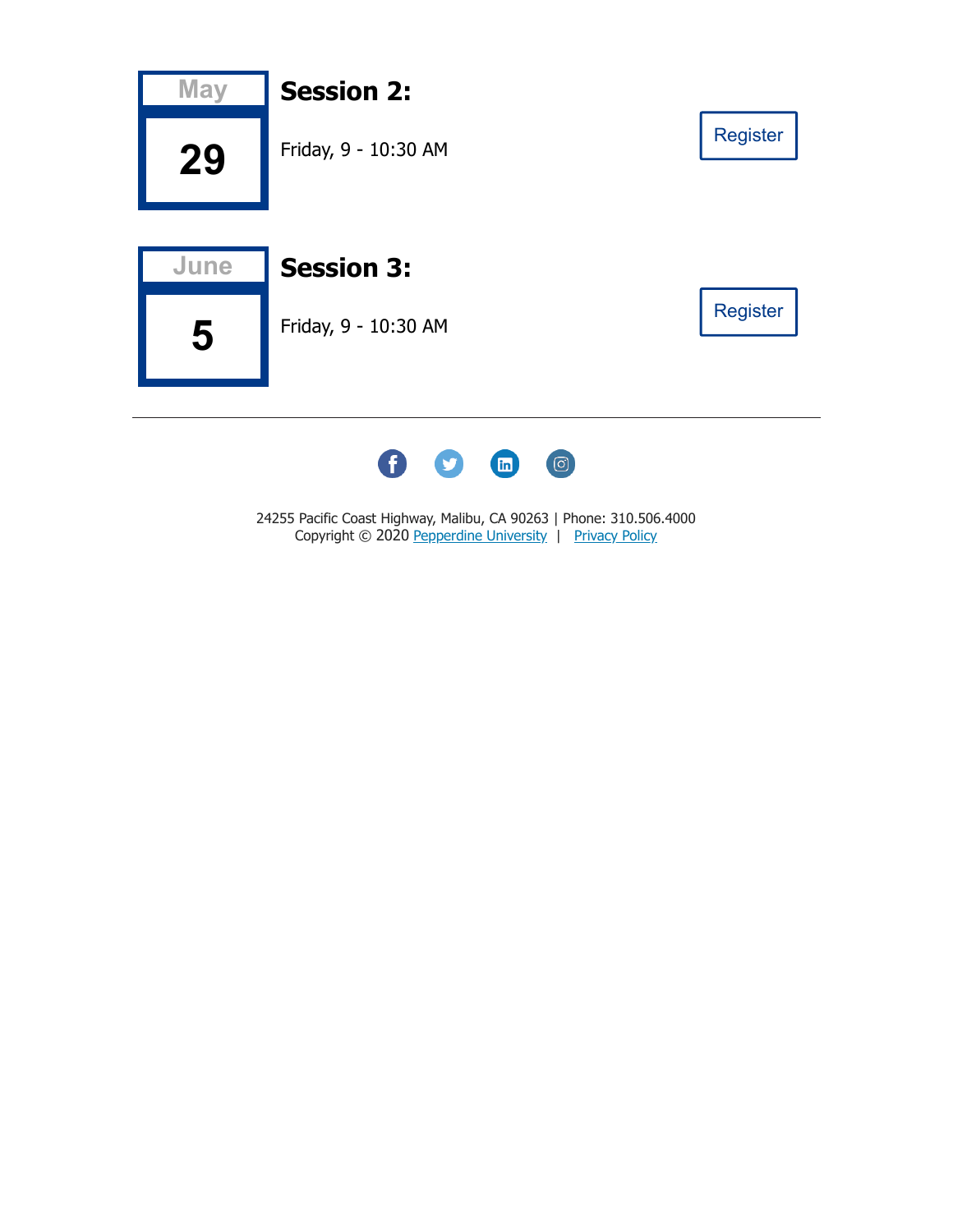May

29

## Session 2:

Friday, 9 - 10:30 AM

Register

June

5

## Session 3:

Friday, 9 - 10:30 AM

Register

---

24255 Pacific Coast Highway, Malibu, CA 90263 | Phone: 310.506.4000
Copyright © 2020 Pepperdine University | Privacy Policy